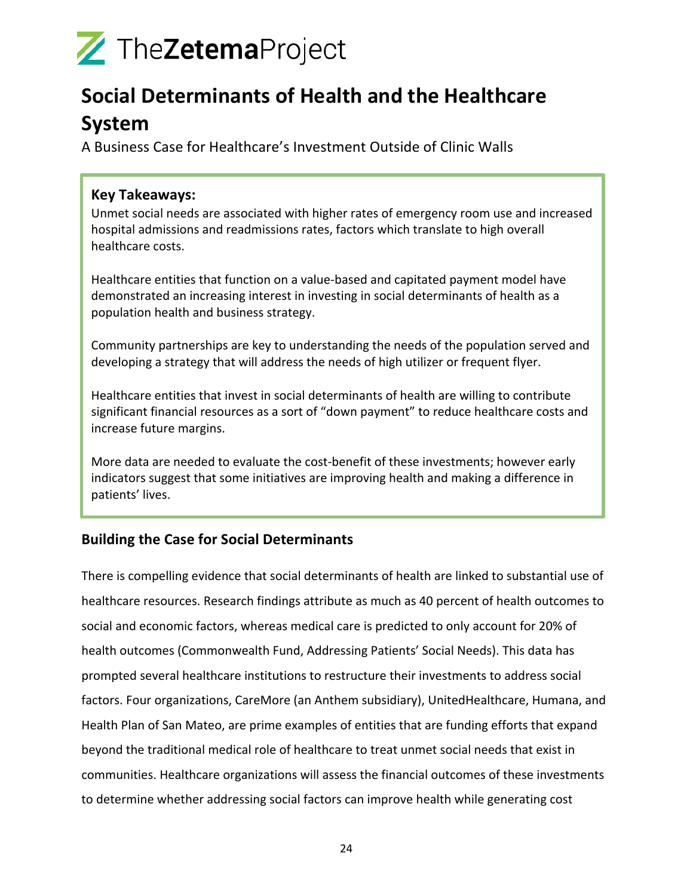TheZetemaProject

# Social Determinants of Health and the Healthcare System

A Business Case for Healthcare's Investment Outside of Clinic Walls

**Key Takeaways:**

Unmet social needs are associated with higher rates of emergency room use and increased hospital admissions and readmissions rates, factors which translate to high overall healthcare costs.

Healthcare entities that function on a value-based and capitated payment model have demonstrated an increasing interest in investing in social determinants of health as a population health and business strategy.

Community partnerships are key to understanding the needs of the population served and developing a strategy that will address the needs of high utilizer or frequent flyer.

Healthcare entities that invest in social determinants of health are willing to contribute significant financial resources as a sort of "down payment" to reduce healthcare costs and increase future margins.

More data are needed to evaluate the cost-benefit of these investments; however early indicators suggest that some initiatives are improving health and making a difference in patients' lives.

## Building the Case for Social Determinants

There is compelling evidence that social determinants of health are linked to substantial use of healthcare resources. Research findings attribute as much as 40 percent of health outcomes to social and economic factors, whereas medical care is predicted to only account for 20% of health outcomes (Commonwealth Fund, Addressing Patients' Social Needs). This data has prompted several healthcare institutions to restructure their investments to address social factors. Four organizations, CareMore (an Anthem subsidiary), UnitedHealthcare, Humana, and Health Plan of San Mateo, are prime examples of entities that are funding efforts that expand beyond the traditional medical role of healthcare to treat unmet social needs that exist in communities. Healthcare organizations will assess the financial outcomes of these investments to determine whether addressing social factors can improve health while generating cost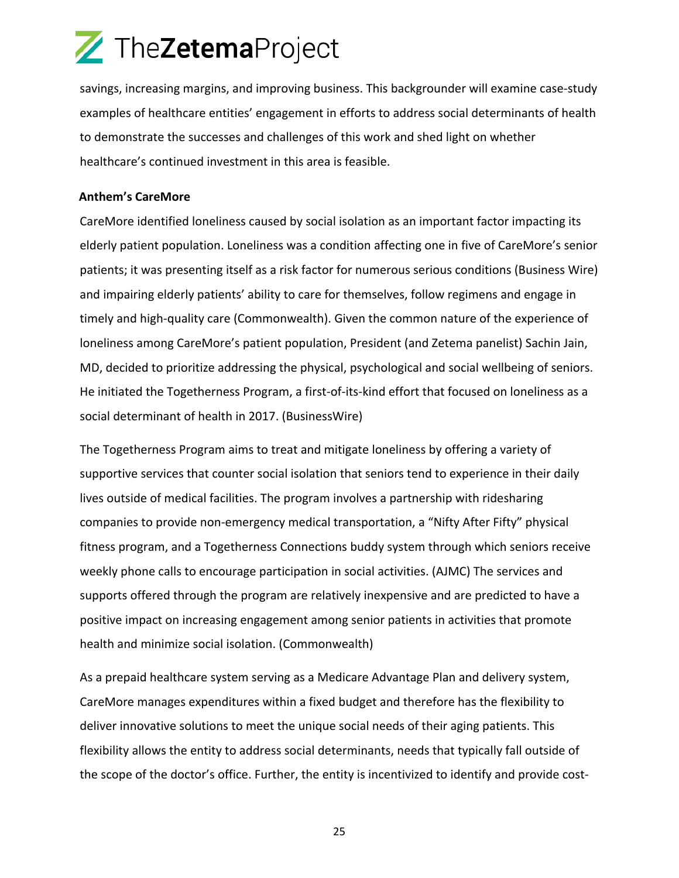savings, increasing margins, and improving business. This backgrounder will examine case-study examples of healthcare entities' engagement in efforts to address social determinants of health to demonstrate the successes and challenges of this work and shed light on whether healthcare's continued investment in this area is feasible.

**Anthem's CareMore**

CareMore identified loneliness caused by social isolation as an important factor impacting its elderly patient population. Loneliness was a condition affecting one in five of CareMore's senior patients; it was presenting itself as a risk factor for numerous serious conditions (Business Wire) and impairing elderly patients' ability to care for themselves, follow regimens and engage in timely and high-quality care (Commonwealth). Given the common nature of the experience of loneliness among CareMore's patient population, President (and Zetema panelist) Sachin Jain, MD, decided to prioritize addressing the physical, psychological and social wellbeing of seniors. He initiated the Togetherness Program, a first-of-its-kind effort that focused on loneliness as a social determinant of health in 2017. (BusinessWire)

The Togetherness Program aims to treat and mitigate loneliness by offering a variety of supportive services that counter social isolation that seniors tend to experience in their daily lives outside of medical facilities. The program involves a partnership with ridesharing companies to provide non-emergency medical transportation, a "Nifty After Fifty" physical fitness program, and a Togetherness Connections buddy system through which seniors receive weekly phone calls to encourage participation in social activities. (AJMC) The services and supports offered through the program are relatively inexpensive and are predicted to have a positive impact on increasing engagement among senior patients in activities that promote health and minimize social isolation. (Commonwealth)

As a prepaid healthcare system serving as a Medicare Advantage Plan and delivery system, CareMore manages expenditures within a fixed budget and therefore has the flexibility to deliver innovative solutions to meet the unique social needs of their aging patients. This flexibility allows the entity to address social determinants, needs that typically fall outside of the scope of the doctor's office. Further, the entity is incentivized to identify and provide cost-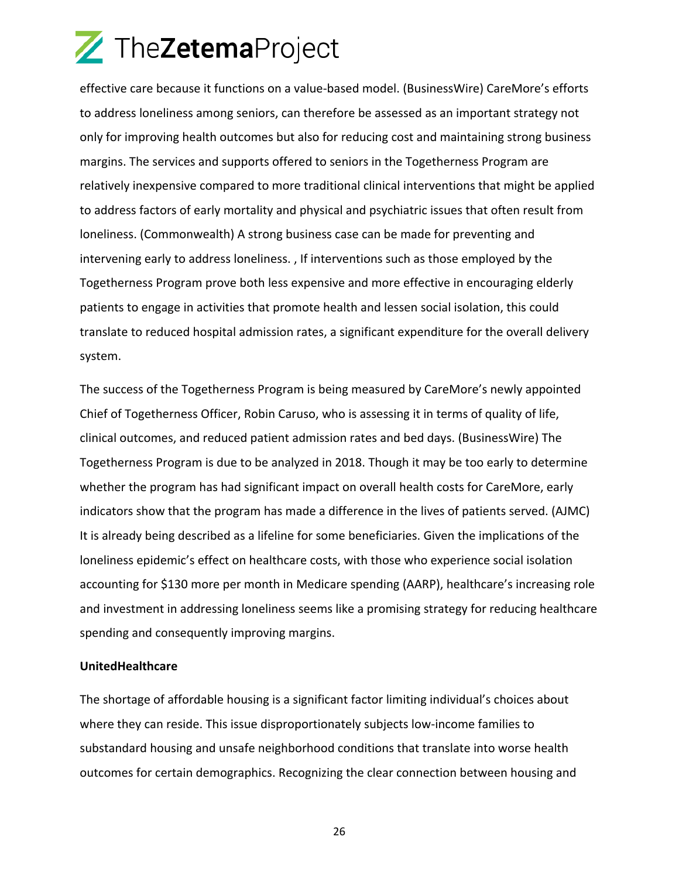effective care because it functions on a value-based model. (BusinessWire) CareMore's efforts to address loneliness among seniors, can therefore be assessed as an important strategy not only for improving health outcomes but also for reducing cost and maintaining strong business margins. The services and supports offered to seniors in the Togetherness Program are relatively inexpensive compared to more traditional clinical interventions that might be applied to address factors of early mortality and physical and psychiatric issues that often result from loneliness. (Commonwealth) A strong business case can be made for preventing and intervening early to address loneliness. , If interventions such as those employed by the Togetherness Program prove both less expensive and more effective in encouraging elderly patients to engage in activities that promote health and lessen social isolation, this could translate to reduced hospital admission rates, a significant expenditure for the overall delivery system.

The success of the Togetherness Program is being measured by CareMore's newly appointed Chief of Togetherness Officer, Robin Caruso, who is assessing it in terms of quality of life, clinical outcomes, and reduced patient admission rates and bed days. (BusinessWire) The Togetherness Program is due to be analyzed in 2018. Though it may be too early to determine whether the program has had significant impact on overall health costs for CareMore, early indicators show that the program has made a difference in the lives of patients served. (AJMC) It is already being described as a lifeline for some beneficiaries. Given the implications of the loneliness epidemic's effect on healthcare costs, with those who experience social isolation accounting for $130 more per month in Medicare spending (AARP), healthcare's increasing role and investment in addressing loneliness seems like a promising strategy for reducing healthcare spending and consequently improving margins.

**UnitedHealthcare**

The shortage of affordable housing is a significant factor limiting individual's choices about where they can reside. This issue disproportionately subjects low-income families to substandard housing and unsafe neighborhood conditions that translate into worse health outcomes for certain demographics. Recognizing the clear connection between housing and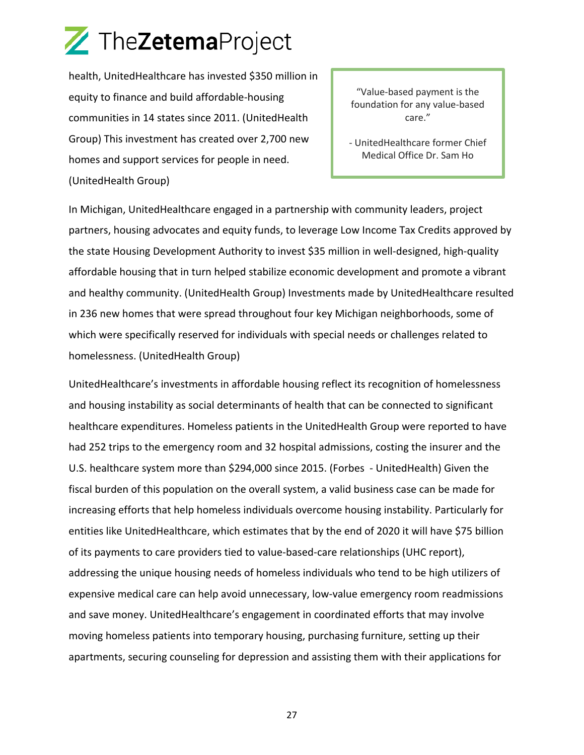health, UnitedHealthcare has invested $350 million in equity to finance and build affordable-housing communities in 14 states since 2011. (UnitedHealth Group) This investment has created over 2,700 new homes and support services for people in need. (UnitedHealth Group)

> "Value-based payment is the foundation for any value-based care."
>
> - UnitedHealthcare former Chief Medical Office Dr. Sam Ho

In Michigan, UnitedHealthcare engaged in a partnership with community leaders, project partners, housing advocates and equity funds, to leverage Low Income Tax Credits approved by the state Housing Development Authority to invest $35 million in well-designed, high-quality affordable housing that in turn helped stabilize economic development and promote a vibrant and healthy community. (UnitedHealth Group) Investments made by UnitedHealthcare resulted in 236 new homes that were spread throughout four key Michigan neighborhoods, some of which were specifically reserved for individuals with special needs or challenges related to homelessness. (UnitedHealth Group)

UnitedHealthcare's investments in affordable housing reflect its recognition of homelessness and housing instability as social determinants of health that can be connected to significant healthcare expenditures. Homeless patients in the UnitedHealth Group were reported to have had 252 trips to the emergency room and 32 hospital admissions, costing the insurer and the U.S. healthcare system more than $294,000 since 2015. (Forbes - UnitedHealth) Given the fiscal burden of this population on the overall system, a valid business case can be made for increasing efforts that help homeless individuals overcome housing instability. Particularly for entities like UnitedHealthcare, which estimates that by the end of 2020 it will have $75 billion of its payments to care providers tied to value-based-care relationships (UHC report), addressing the unique housing needs of homeless individuals who tend to be high utilizers of expensive medical care can help avoid unnecessary, low-value emergency room readmissions and save money. UnitedHealthcare's engagement in coordinated efforts that may involve moving homeless patients into temporary housing, purchasing furniture, setting up their apartments, securing counseling for depression and assisting them with their applications for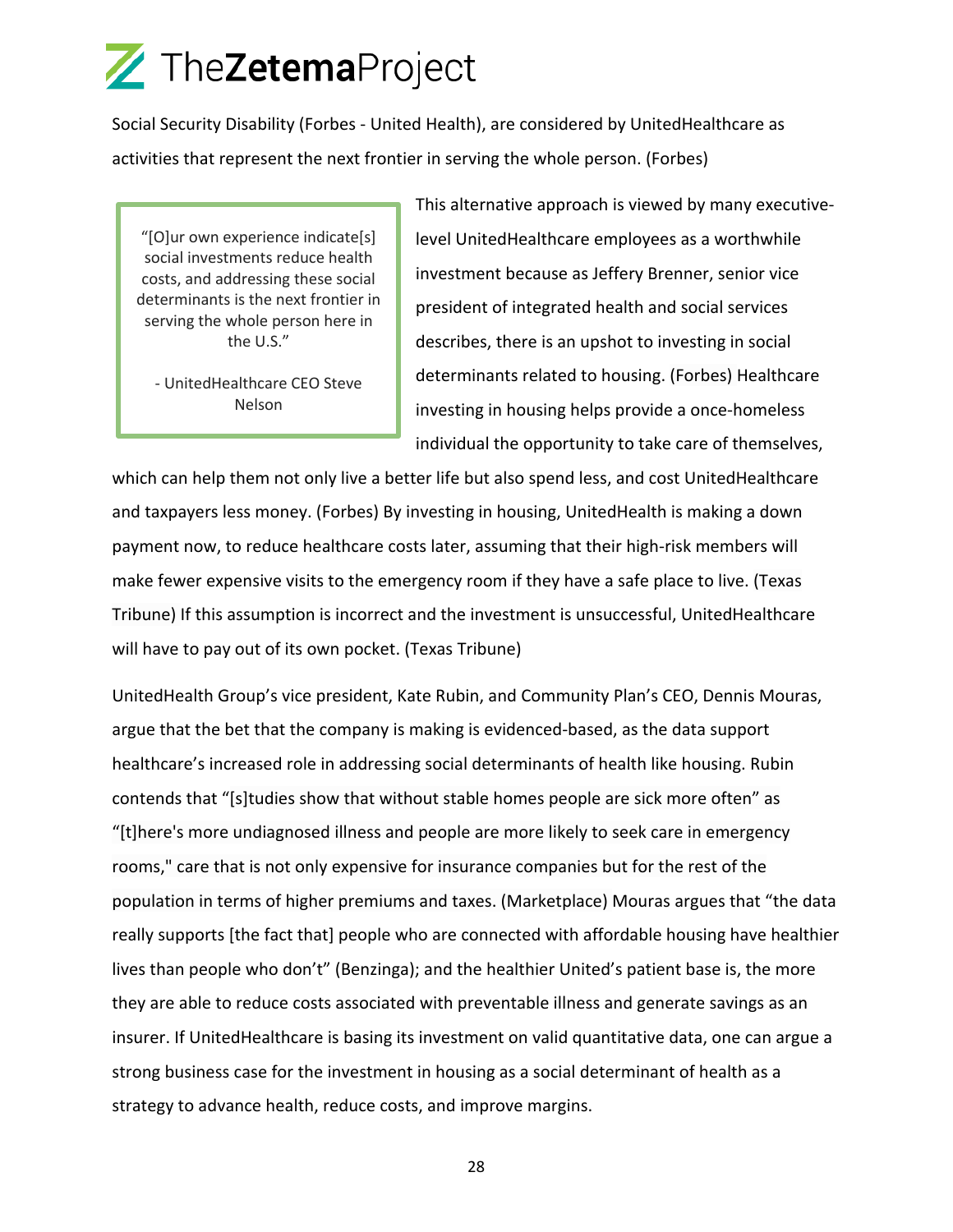Social Security Disability (Forbes - United Health), are considered by UnitedHealthcare as activities that represent the next frontier in serving the whole person. (Forbes)

> "[O]ur own experience indicate[s] social investments reduce health costs, and addressing these social determinants is the next frontier in serving the whole person here in the U.S."
>
> - UnitedHealthcare CEO Steve Nelson

This alternative approach is viewed by many executive-level UnitedHealthcare employees as a worthwhile investment because as Jeffery Brenner, senior vice president of integrated health and social services describes, there is an upshot to investing in social determinants related to housing. (Forbes) Healthcare investing in housing helps provide a once-homeless individual the opportunity to take care of themselves, which can help them not only live a better life but also spend less, and cost UnitedHealthcare and taxpayers less money. (Forbes) By investing in housing, UnitedHealth is making a down payment now, to reduce healthcare costs later, assuming that their high-risk members will make fewer expensive visits to the emergency room if they have a safe place to live. (Texas Tribune) If this assumption is incorrect and the investment is unsuccessful, UnitedHealthcare will have to pay out of its own pocket. (Texas Tribune)

UnitedHealth Group's vice president, Kate Rubin, and Community Plan's CEO, Dennis Mouras, argue that the bet that the company is making is evidenced-based, as the data support healthcare's increased role in addressing social determinants of health like housing. Rubin contends that "[s]tudies show that without stable homes people are sick more often" as "[t]here's more undiagnosed illness and people are more likely to seek care in emergency rooms," care that is not only expensive for insurance companies but for the rest of the population in terms of higher premiums and taxes. (Marketplace) Mouras argues that "the data really supports [the fact that] people who are connected with affordable housing have healthier lives than people who don't" (Benzinga); and the healthier United's patient base is, the more they are able to reduce costs associated with preventable illness and generate savings as an insurer. If UnitedHealthcare is basing its investment on valid quantitative data, one can argue a strong business case for the investment in housing as a social determinant of health as a strategy to advance health, reduce costs, and improve margins.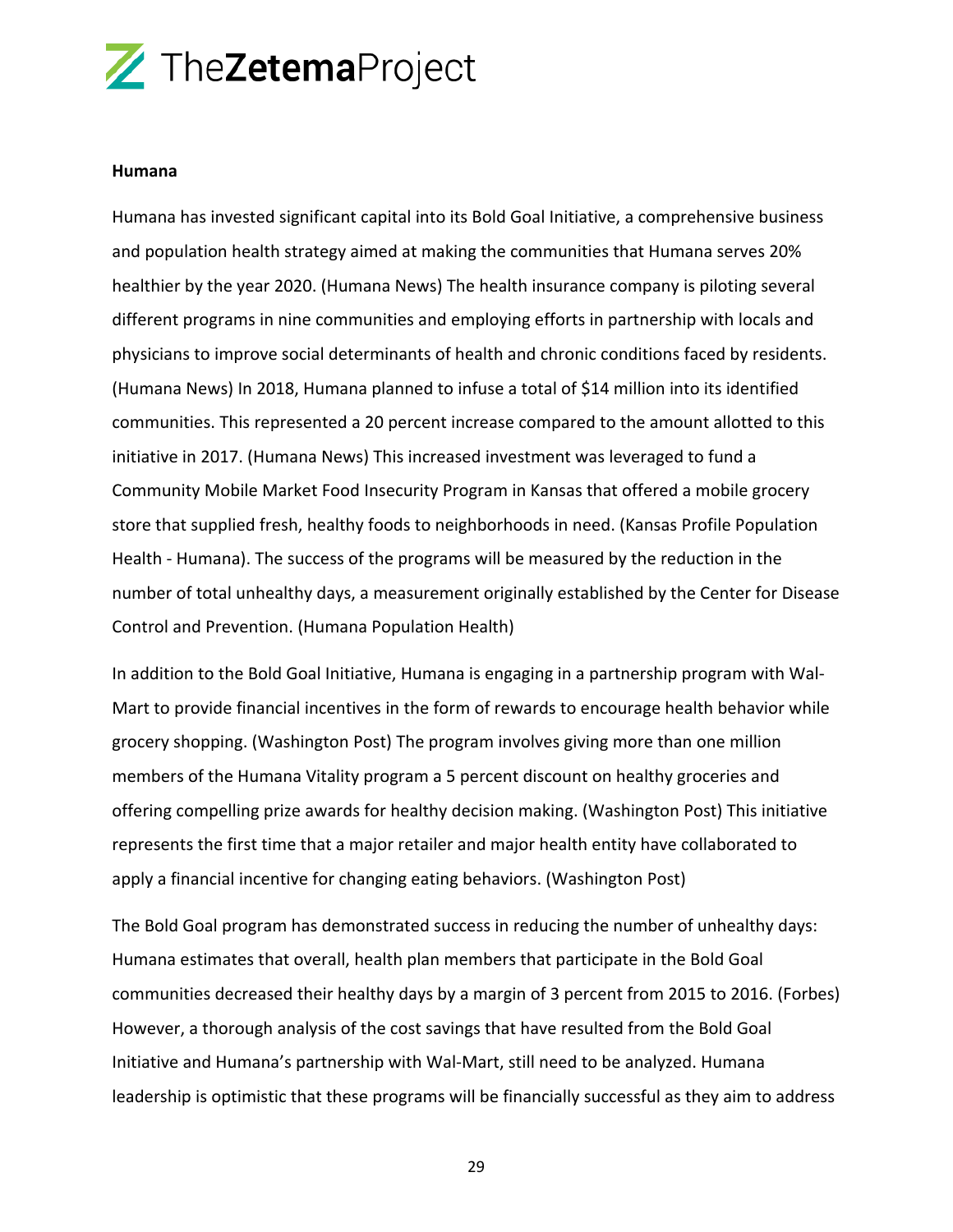**Humana**

Humana has invested significant capital into its Bold Goal Initiative, a comprehensive business and population health strategy aimed at making the communities that Humana serves 20% healthier by the year 2020. (Humana News) The health insurance company is piloting several different programs in nine communities and employing efforts in partnership with locals and physicians to improve social determinants of health and chronic conditions faced by residents. (Humana News) In 2018, Humana planned to infuse a total of $14 million into its identified communities. This represented a 20 percent increase compared to the amount allotted to this initiative in 2017. (Humana News) This increased investment was leveraged to fund a Community Mobile Market Food Insecurity Program in Kansas that offered a mobile grocery store that supplied fresh, healthy foods to neighborhoods in need. (Kansas Profile Population Health - Humana). The success of the programs will be measured by the reduction in the number of total unhealthy days, a measurement originally established by the Center for Disease Control and Prevention. (Humana Population Health)

In addition to the Bold Goal Initiative, Humana is engaging in a partnership program with Wal-Mart to provide financial incentives in the form of rewards to encourage health behavior while grocery shopping. (Washington Post) The program involves giving more than one million members of the Humana Vitality program a 5 percent discount on healthy groceries and offering compelling prize awards for healthy decision making. (Washington Post) This initiative represents the first time that a major retailer and major health entity have collaborated to apply a financial incentive for changing eating behaviors. (Washington Post)

The Bold Goal program has demonstrated success in reducing the number of unhealthy days: Humana estimates that overall, health plan members that participate in the Bold Goal communities decreased their healthy days by a margin of 3 percent from 2015 to 2016. (Forbes) However, a thorough analysis of the cost savings that have resulted from the Bold Goal Initiative and Humana's partnership with Wal-Mart, still need to be analyzed. Humana leadership is optimistic that these programs will be financially successful as they aim to address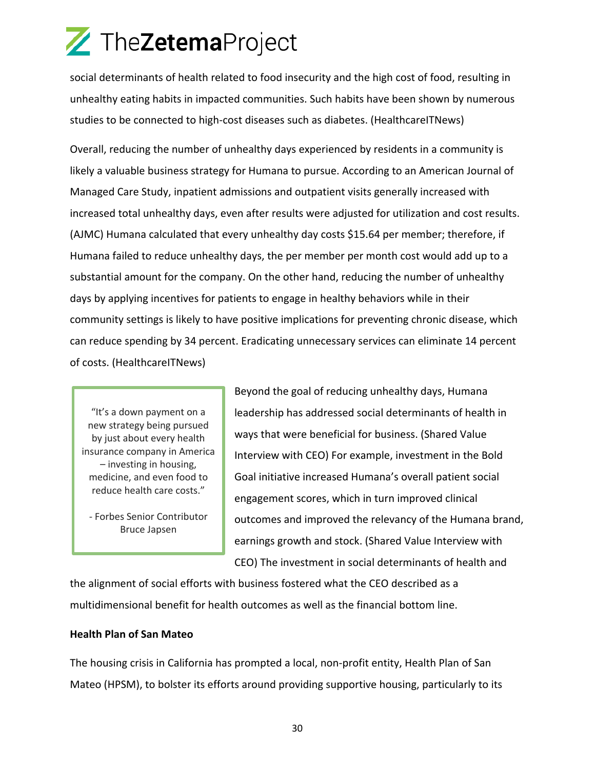social determinants of health related to food insecurity and the high cost of food, resulting in unhealthy eating habits in impacted communities. Such habits have been shown by numerous studies to be connected to high-cost diseases such as diabetes. (HealthcareITNews)

Overall, reducing the number of unhealthy days experienced by residents in a community is likely a valuable business strategy for Humana to pursue. According to an American Journal of Managed Care Study, inpatient admissions and outpatient visits generally increased with increased total unhealthy days, even after results were adjusted for utilization and cost results. (AJMC) Humana calculated that every unhealthy day costs $15.64 per member; therefore, if Humana failed to reduce unhealthy days, the per member per month cost would add up to a substantial amount for the company. On the other hand, reducing the number of unhealthy days by applying incentives for patients to engage in healthy behaviors while in their community settings is likely to have positive implications for preventing chronic disease, which can reduce spending by 34 percent. Eradicating unnecessary services can eliminate 14 percent of costs. (HealthcareITNews)

> "It's a down payment on a new strategy being pursued by just about every health insurance company in America – investing in housing, medicine, and even food to reduce health care costs."
>
> - Forbes Senior Contributor Bruce Japsen

Beyond the goal of reducing unhealthy days, Humana leadership has addressed social determinants of health in ways that were beneficial for business. (Shared Value Interview with CEO) For example, investment in the Bold Goal initiative increased Humana's overall patient social engagement scores, which in turn improved clinical outcomes and improved the relevancy of the Humana brand, earnings growth and stock. (Shared Value Interview with CEO) The investment in social determinants of health and the alignment of social efforts with business fostered what the CEO described as a multidimensional benefit for health outcomes as well as the financial bottom line.

**Health Plan of San Mateo**

The housing crisis in California has prompted a local, non-profit entity, Health Plan of San Mateo (HPSM), to bolster its efforts around providing supportive housing, particularly to its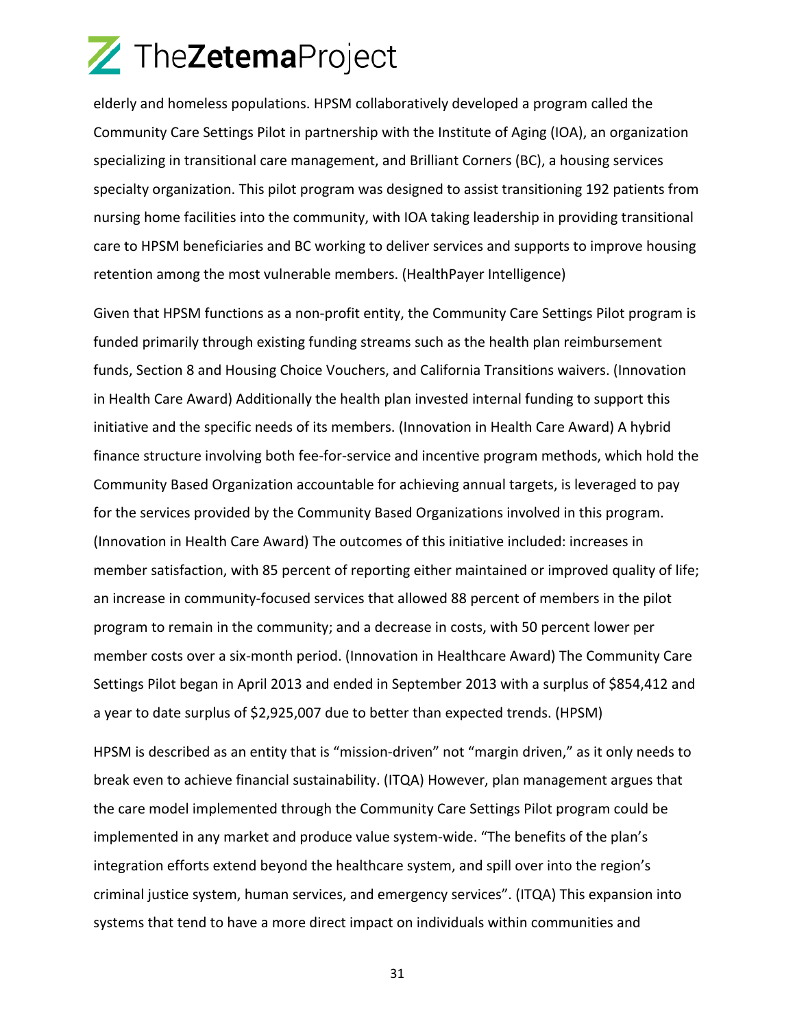elderly and homeless populations. HPSM collaboratively developed a program called the Community Care Settings Pilot in partnership with the Institute of Aging (IOA), an organization specializing in transitional care management, and Brilliant Corners (BC), a housing services specialty organization. This pilot program was designed to assist transitioning 192 patients from nursing home facilities into the community, with IOA taking leadership in providing transitional care to HPSM beneficiaries and BC working to deliver services and supports to improve housing retention among the most vulnerable members. (HealthPayer Intelligence)

Given that HPSM functions as a non-profit entity, the Community Care Settings Pilot program is funded primarily through existing funding streams such as the health plan reimbursement funds, Section 8 and Housing Choice Vouchers, and California Transitions waivers. (Innovation in Health Care Award) Additionally the health plan invested internal funding to support this initiative and the specific needs of its members. (Innovation in Health Care Award) A hybrid finance structure involving both fee-for-service and incentive program methods, which hold the Community Based Organization accountable for achieving annual targets, is leveraged to pay for the services provided by the Community Based Organizations involved in this program. (Innovation in Health Care Award) The outcomes of this initiative included: increases in member satisfaction, with 85 percent of reporting either maintained or improved quality of life; an increase in community-focused services that allowed 88 percent of members in the pilot program to remain in the community; and a decrease in costs, with 50 percent lower per member costs over a six-month period. (Innovation in Healthcare Award) The Community Care Settings Pilot began in April 2013 and ended in September 2013 with a surplus of $854,412 and a year to date surplus of $2,925,007 due to better than expected trends. (HPSM)

HPSM is described as an entity that is "mission-driven" not "margin driven," as it only needs to break even to achieve financial sustainability. (ITQA) However, plan management argues that the care model implemented through the Community Care Settings Pilot program could be implemented in any market and produce value system-wide. "The benefits of the plan's integration efforts extend beyond the healthcare system, and spill over into the region's criminal justice system, human services, and emergency services". (ITQA) This expansion into systems that tend to have a more direct impact on individuals within communities and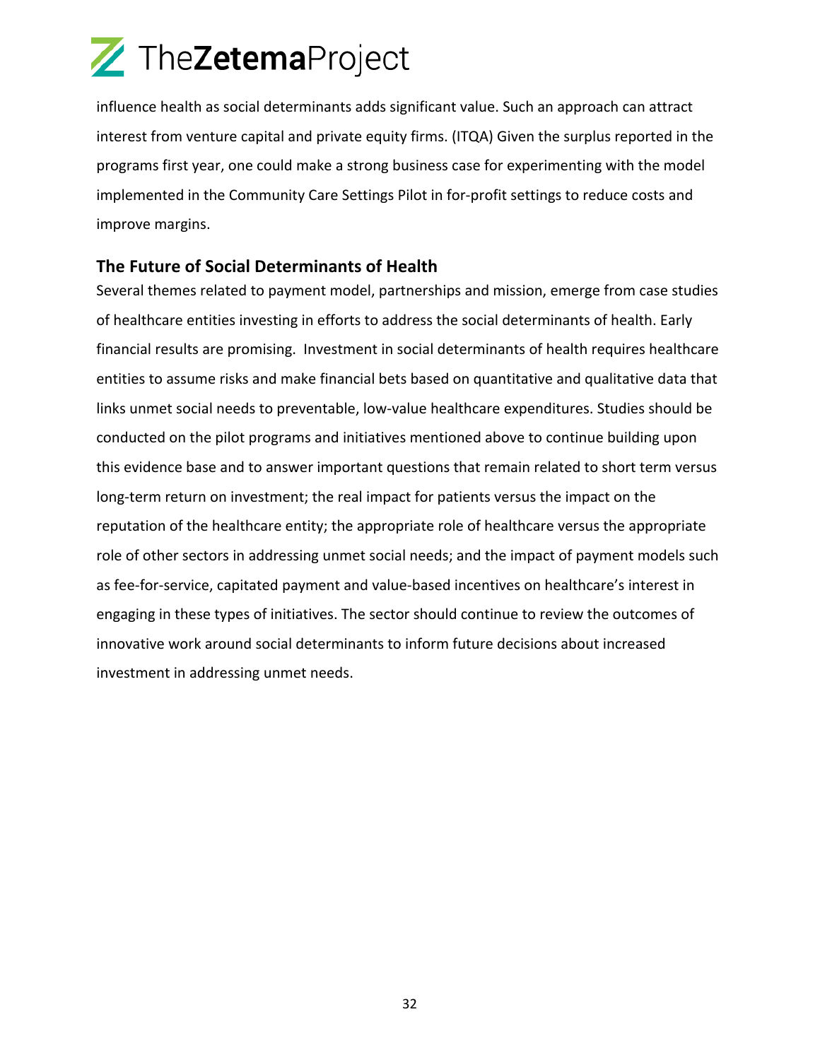influence health as social determinants adds significant value. Such an approach can attract interest from venture capital and private equity firms. (ITQA) Given the surplus reported in the programs first year, one could make a strong business case for experimenting with the model implemented in the Community Care Settings Pilot in for-profit settings to reduce costs and improve margins.

## The Future of Social Determinants of Health

Several themes related to payment model, partnerships and mission, emerge from case studies of healthcare entities investing in efforts to address the social determinants of health. Early financial results are promising.  Investment in social determinants of health requires healthcare entities to assume risks and make financial bets based on quantitative and qualitative data that links unmet social needs to preventable, low-value healthcare expenditures. Studies should be conducted on the pilot programs and initiatives mentioned above to continue building upon this evidence base and to answer important questions that remain related to short term versus long-term return on investment; the real impact for patients versus the impact on the reputation of the healthcare entity; the appropriate role of healthcare versus the appropriate role of other sectors in addressing unmet social needs; and the impact of payment models such as fee-for-service, capitated payment and value-based incentives on healthcare's interest in engaging in these types of initiatives. The sector should continue to review the outcomes of innovative work around social determinants to inform future decisions about increased investment in addressing unmet needs.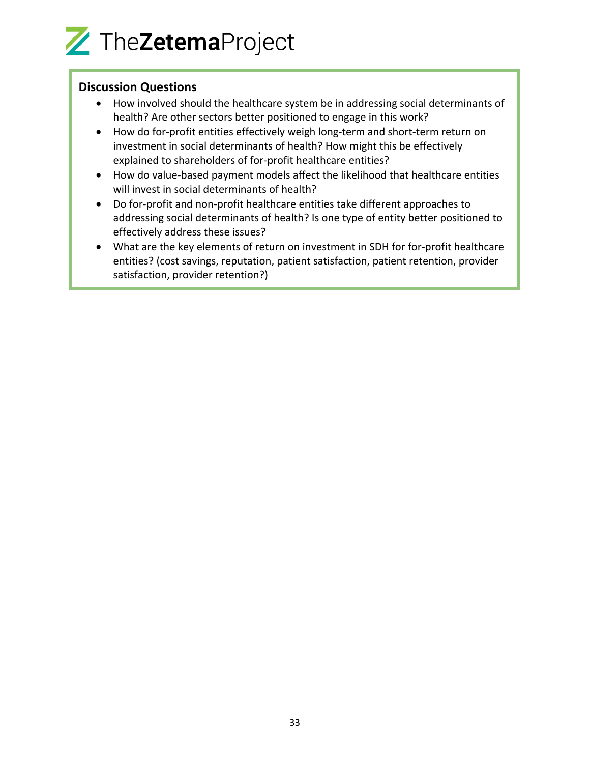**Discussion Questions**

- How involved should the healthcare system be in addressing social determinants of health? Are other sectors better positioned to engage in this work?
- How do for-profit entities effectively weigh long-term and short-term return on investment in social determinants of health? How might this be effectively explained to shareholders of for-profit healthcare entities?
- How do value-based payment models affect the likelihood that healthcare entities will invest in social determinants of health?
- Do for-profit and non-profit healthcare entities take different approaches to addressing social determinants of health? Is one type of entity better positioned to effectively address these issues?
- What are the key elements of return on investment in SDH for for-profit healthcare entities? (cost savings, reputation, patient satisfaction, patient retention, provider satisfaction, provider retention?)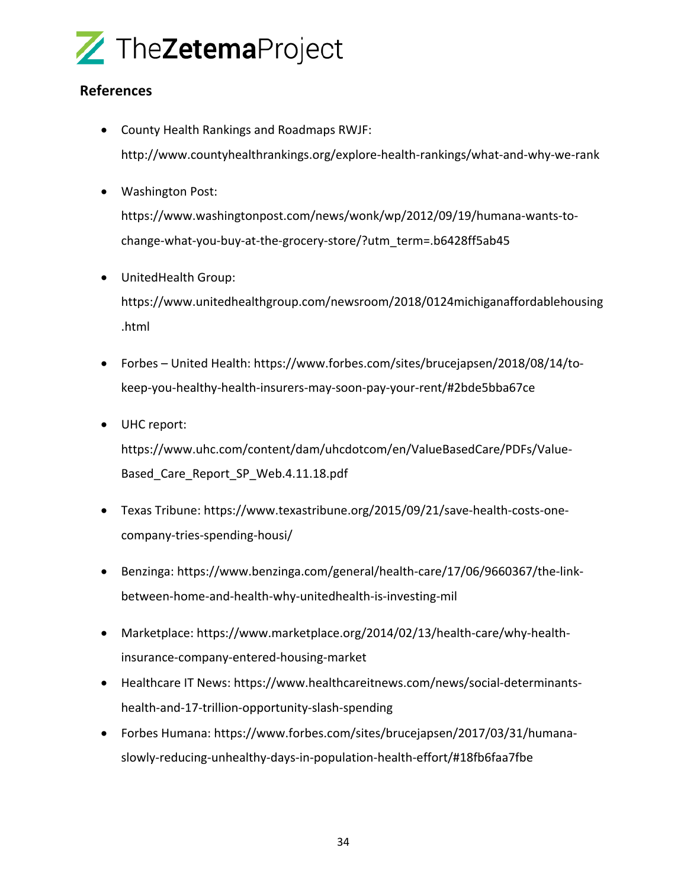## References

- County Health Rankings and Roadmaps RWJF: http://www.countyhealthrankings.org/explore-health-rankings/what-and-why-we-rank
- Washington Post: https://www.washingtonpost.com/news/wonk/wp/2012/09/19/humana-wants-to-change-what-you-buy-at-the-grocery-store/?utm_term=.b6428ff5ab45
- UnitedHealth Group: https://www.unitedhealthgroup.com/newsroom/2018/0124michiganaffordablehousing.html
- Forbes – United Health: https://www.forbes.com/sites/brucejapsen/2018/08/14/to-keep-you-healthy-health-insurers-may-soon-pay-your-rent/#2bde5bba67ce
- UHC report: https://www.uhc.com/content/dam/uhcdotcom/en/ValueBasedCare/PDFs/Value-Based_Care_Report_SP_Web.4.11.18.pdf
- Texas Tribune: https://www.texastribune.org/2015/09/21/save-health-costs-one-company-tries-spending-housi/
- Benzinga: https://www.benzinga.com/general/health-care/17/06/9660367/the-link-between-home-and-health-why-unitedhealth-is-investing-mil
- Marketplace: https://www.marketplace.org/2014/02/13/health-care/why-health-insurance-company-entered-housing-market
- Healthcare IT News: https://www.healthcareitnews.com/news/social-determinants-health-and-17-trillion-opportunity-slash-spending
- Forbes Humana: https://www.forbes.com/sites/brucejapsen/2017/03/31/humana-slowly-reducing-unhealthy-days-in-population-health-effort/#18fb6faa7fbe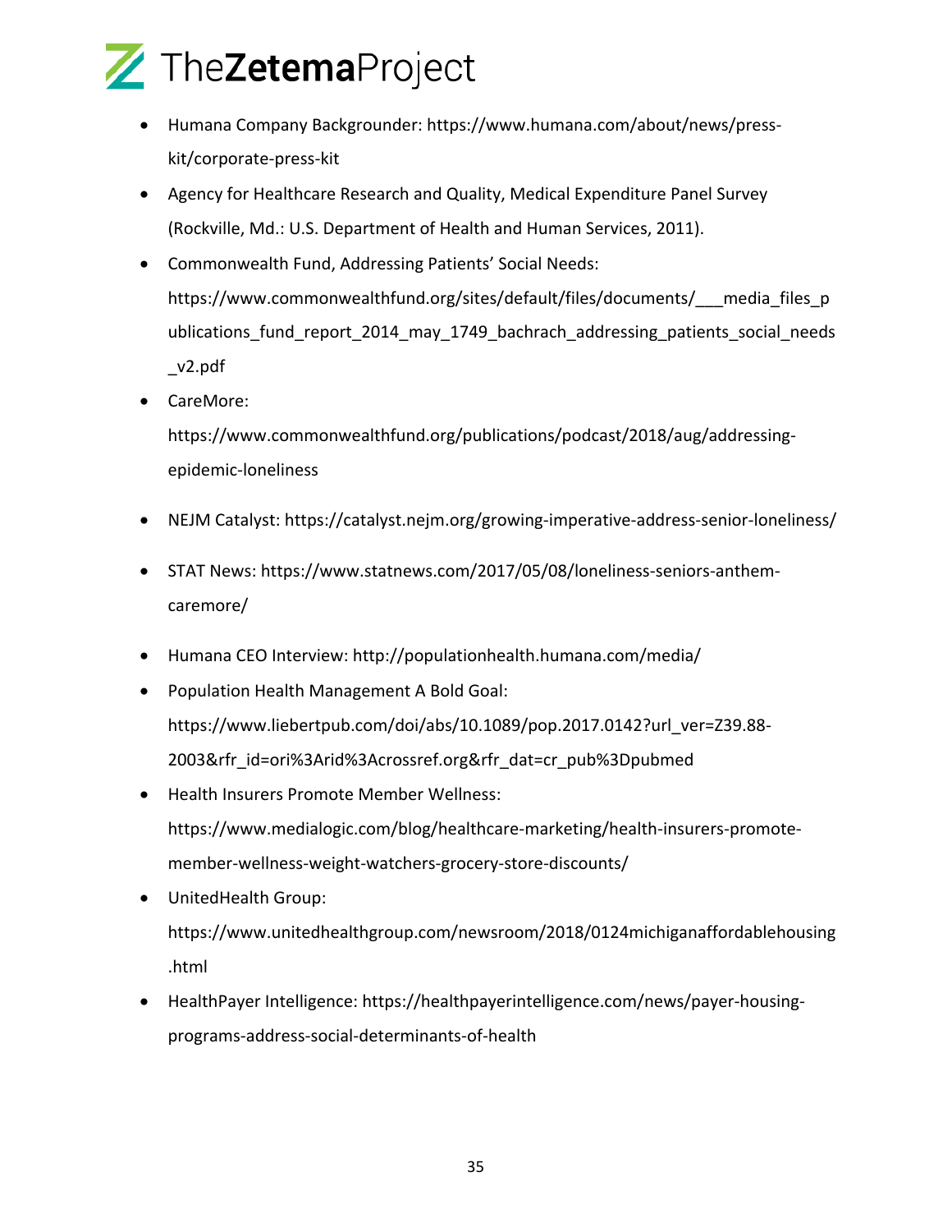- Humana Company Backgrounder: https://www.humana.com/about/news/press-kit/corporate-press-kit
- Agency for Healthcare Research and Quality, Medical Expenditure Panel Survey (Rockville, Md.: U.S. Department of Health and Human Services, 2011).
- Commonwealth Fund, Addressing Patients' Social Needs: https://www.commonwealthfund.org/sites/default/files/documents/___media_files_publications_fund_report_2014_may_1749_bachrach_addressing_patients_social_needs_v2.pdf
- CareMore: https://www.commonwealthfund.org/publications/podcast/2018/aug/addressing-epidemic-loneliness
- NEJM Catalyst: https://catalyst.nejm.org/growing-imperative-address-senior-loneliness/
- STAT News: https://www.statnews.com/2017/05/08/loneliness-seniors-anthem-caremore/
- Humana CEO Interview: http://populationhealth.humana.com/media/
- Population Health Management A Bold Goal: https://www.liebertpub.com/doi/abs/10.1089/pop.2017.0142?url_ver=Z39.88-2003&rfr_id=ori%3Arid%3Acrossref.org&rfr_dat=cr_pub%3Dpubmed
- Health Insurers Promote Member Wellness: https://www.medialogic.com/blog/healthcare-marketing/health-insurers-promote-member-wellness-weight-watchers-grocery-store-discounts/
- UnitedHealth Group: https://www.unitedhealthgroup.com/newsroom/2018/0124michiganaffordablehousing.html
- HealthPayer Intelligence: https://healthpayerintelligence.com/news/payer-housing-programs-address-social-determinants-of-health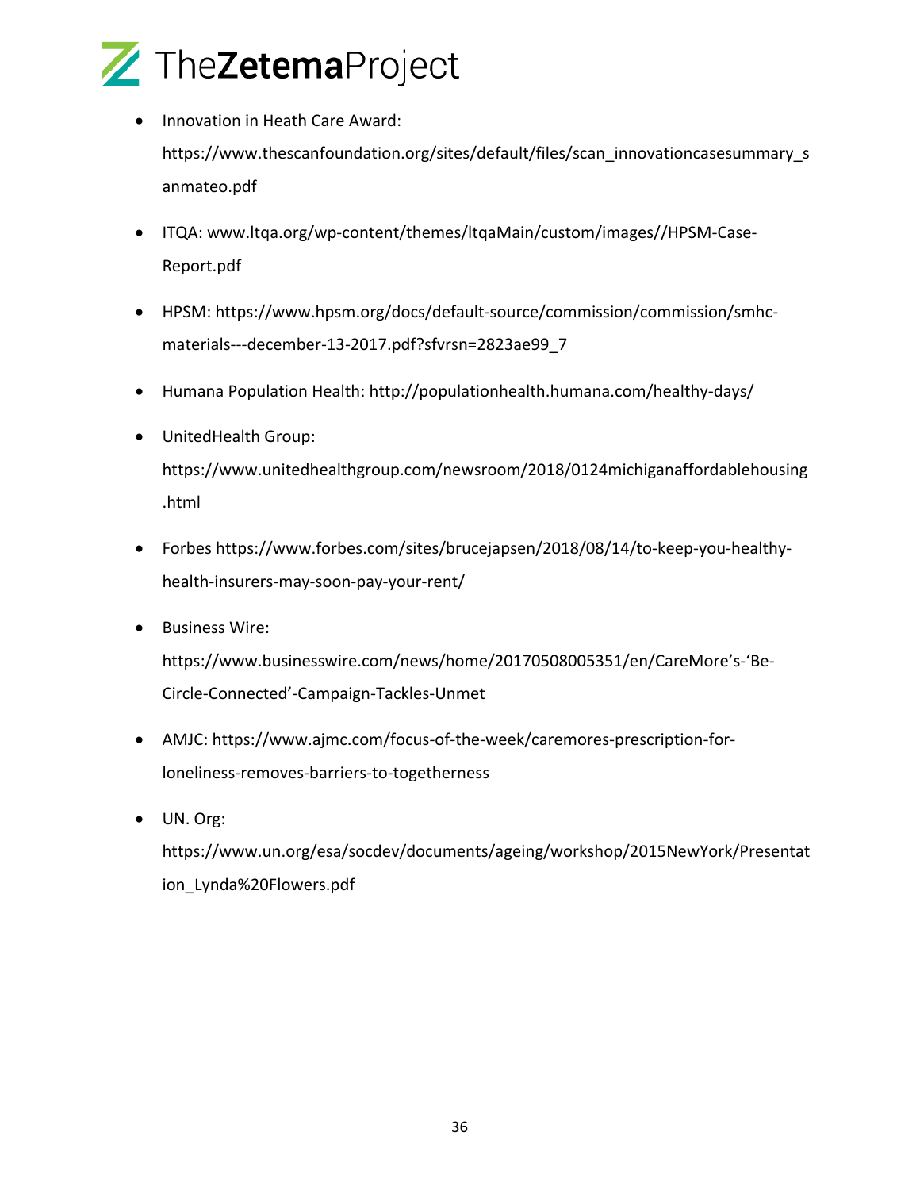- Innovation in Heath Care Award: https://www.thescanfoundation.org/sites/default/files/scan_innovationcasesummary_sanmateo.pdf
- ITQA: www.ltqa.org/wp-content/themes/ltqaMain/custom/images//HPSM-Case-Report.pdf
- HPSM: https://www.hpsm.org/docs/default-source/commission/commission/smhc-materials---december-13-2017.pdf?sfvrsn=2823ae99_7
- Humana Population Health: http://populationhealth.humana.com/healthy-days/
- UnitedHealth Group: https://www.unitedhealthgroup.com/newsroom/2018/0124michiganaffordablehousing.html
- Forbes https://www.forbes.com/sites/brucejapsen/2018/08/14/to-keep-you-healthy-health-insurers-may-soon-pay-your-rent/
- Business Wire: https://www.businesswire.com/news/home/20170508005351/en/CareMore's-'Be-Circle-Connected'-Campaign-Tackles-Unmet
- AMJC: https://www.ajmc.com/focus-of-the-week/caremores-prescription-for-loneliness-removes-barriers-to-togetherness
- UN. Org: https://www.un.org/esa/socdev/documents/ageing/workshop/2015NewYork/Presentation_Lynda%20Flowers.pdf